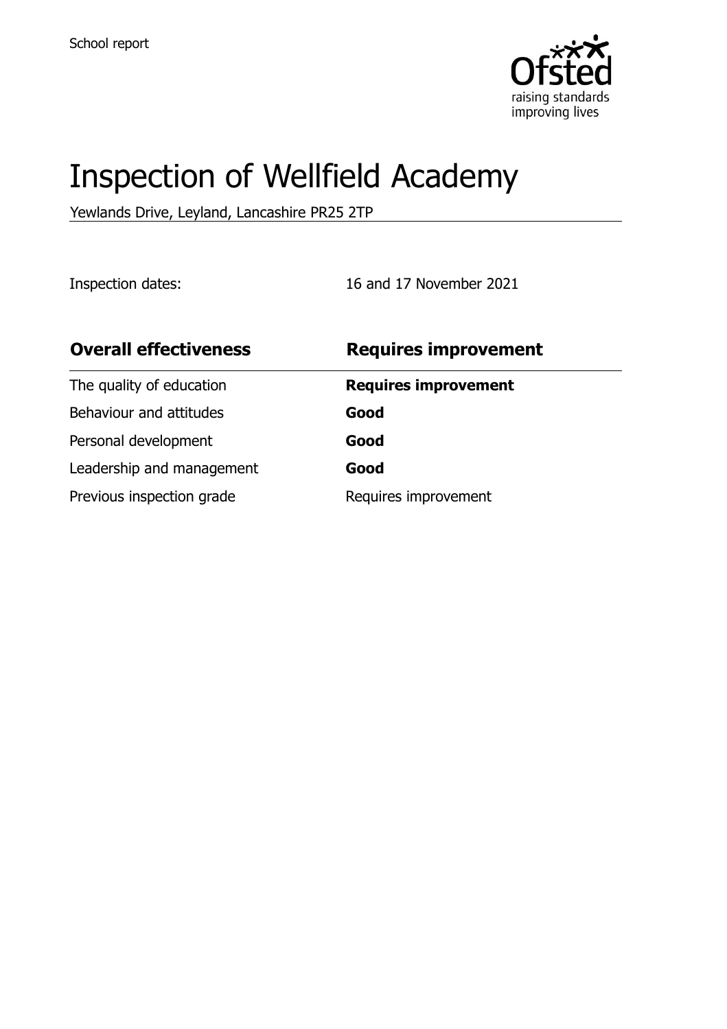School report

# Inspection of Wellfield Academy

Yewlands Drive, Leyland, Lancashire PR25 2TP

Inspection dates: 16 and 17 November 2021

| **Overall effectiveness** | **Requires improvement** |
| --- | --- |
| The quality of education | **Requires improvement** |
| Behaviour and attitudes | **Good** |
| Personal development | **Good** |
| Leadership and management | **Good** |
| Previous inspection grade | Requires improvement |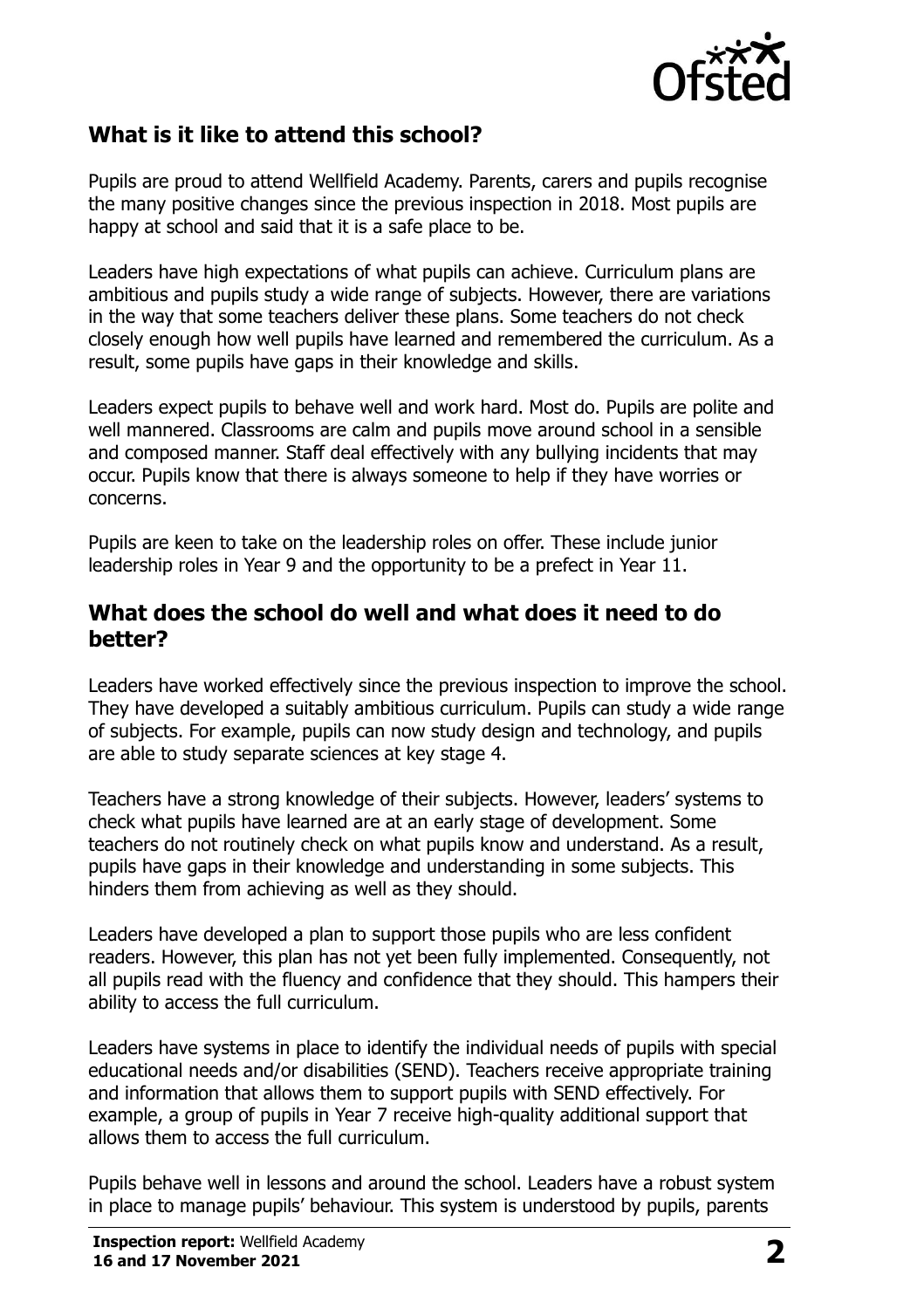## What is it like to attend this school?

Pupils are proud to attend Wellfield Academy. Parents, carers and pupils recognise the many positive changes since the previous inspection in 2018. Most pupils are happy at school and said that it is a safe place to be.

Leaders have high expectations of what pupils can achieve. Curriculum plans are ambitious and pupils study a wide range of subjects. However, there are variations in the way that some teachers deliver these plans. Some teachers do not check closely enough how well pupils have learned and remembered the curriculum. As a result, some pupils have gaps in their knowledge and skills.

Leaders expect pupils to behave well and work hard. Most do. Pupils are polite and well mannered. Classrooms are calm and pupils move around school in a sensible and composed manner. Staff deal effectively with any bullying incidents that may occur. Pupils know that there is always someone to help if they have worries or concerns.

Pupils are keen to take on the leadership roles on offer. These include junior leadership roles in Year 9 and the opportunity to be a prefect in Year 11.

## What does the school do well and what does it need to do better?

Leaders have worked effectively since the previous inspection to improve the school. They have developed a suitably ambitious curriculum. Pupils can study a wide range of subjects. For example, pupils can now study design and technology, and pupils are able to study separate sciences at key stage 4.

Teachers have a strong knowledge of their subjects. However, leaders' systems to check what pupils have learned are at an early stage of development. Some teachers do not routinely check on what pupils know and understand. As a result, pupils have gaps in their knowledge and understanding in some subjects. This hinders them from achieving as well as they should.

Leaders have developed a plan to support those pupils who are less confident readers. However, this plan has not yet been fully implemented. Consequently, not all pupils read with the fluency and confidence that they should. This hampers their ability to access the full curriculum.

Leaders have systems in place to identify the individual needs of pupils with special educational needs and/or disabilities (SEND). Teachers receive appropriate training and information that allows them to support pupils with SEND effectively. For example, a group of pupils in Year 7 receive high-quality additional support that allows them to access the full curriculum.

Pupils behave well in lessons and around the school. Leaders have a robust system in place to manage pupils' behaviour. This system is understood by pupils, parents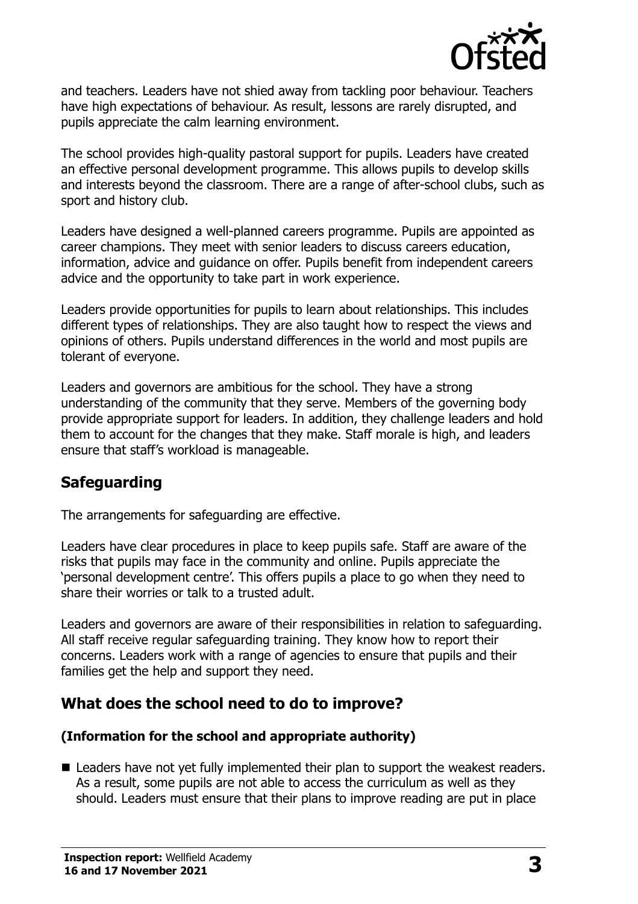and teachers. Leaders have not shied away from tackling poor behaviour. Teachers have high expectations of behaviour. As result, lessons are rarely disrupted, and pupils appreciate the calm learning environment.

The school provides high-quality pastoral support for pupils. Leaders have created an effective personal development programme. This allows pupils to develop skills and interests beyond the classroom. There are a range of after-school clubs, such as sport and history club.

Leaders have designed a well-planned careers programme. Pupils are appointed as career champions. They meet with senior leaders to discuss careers education, information, advice and guidance on offer. Pupils benefit from independent careers advice and the opportunity to take part in work experience.

Leaders provide opportunities for pupils to learn about relationships. This includes different types of relationships. They are also taught how to respect the views and opinions of others. Pupils understand differences in the world and most pupils are tolerant of everyone.

Leaders and governors are ambitious for the school. They have a strong understanding of the community that they serve. Members of the governing body provide appropriate support for leaders. In addition, they challenge leaders and hold them to account for the changes that they make. Staff morale is high, and leaders ensure that staff's workload is manageable.

## Safeguarding

The arrangements for safeguarding are effective.

Leaders have clear procedures in place to keep pupils safe. Staff are aware of the risks that pupils may face in the community and online. Pupils appreciate the 'personal development centre'. This offers pupils a place to go when they need to share their worries or talk to a trusted adult.

Leaders and governors are aware of their responsibilities in relation to safeguarding. All staff receive regular safeguarding training. They know how to report their concerns. Leaders work with a range of agencies to ensure that pupils and their families get the help and support they need.

## What does the school need to do to improve?

### (Information for the school and appropriate authority)

- Leaders have not yet fully implemented their plan to support the weakest readers. As a result, some pupils are not able to access the curriculum as well as they should. Leaders must ensure that their plans to improve reading are put in place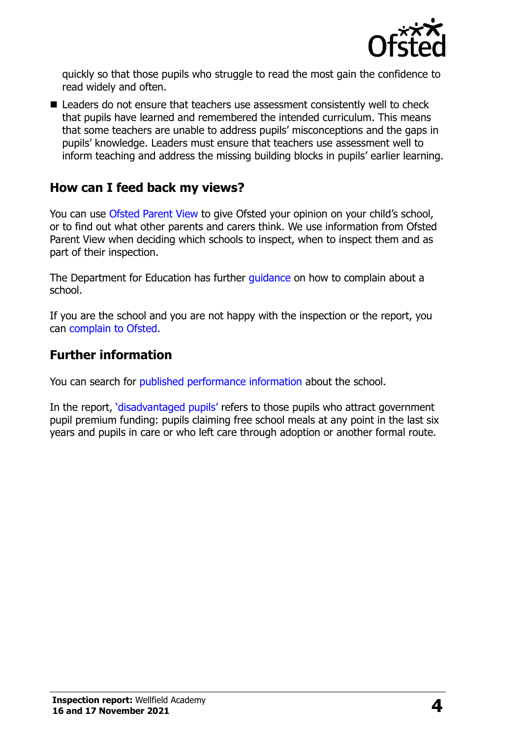quickly so that those pupils who struggle to read the most gain the confidence to read widely and often.

- Leaders do not ensure that teachers use assessment consistently well to check that pupils have learned and remembered the intended curriculum. This means that some teachers are unable to address pupils' misconceptions and the gaps in pupils' knowledge. Leaders must ensure that teachers use assessment well to inform teaching and address the missing building blocks in pupils' earlier learning.

## How can I feed back my views?

You can use Ofsted Parent View to give Ofsted your opinion on your child's school, or to find out what other parents and carers think. We use information from Ofsted Parent View when deciding which schools to inspect, when to inspect them and as part of their inspection.

The Department for Education has further guidance on how to complain about a school.

If you are the school and you are not happy with the inspection or the report, you can complain to Ofsted.

## Further information

You can search for published performance information about the school.

In the report, 'disadvantaged pupils' refers to those pupils who attract government pupil premium funding: pupils claiming free school meals at any point in the last six years and pupils in care or who left care through adoption or another formal route.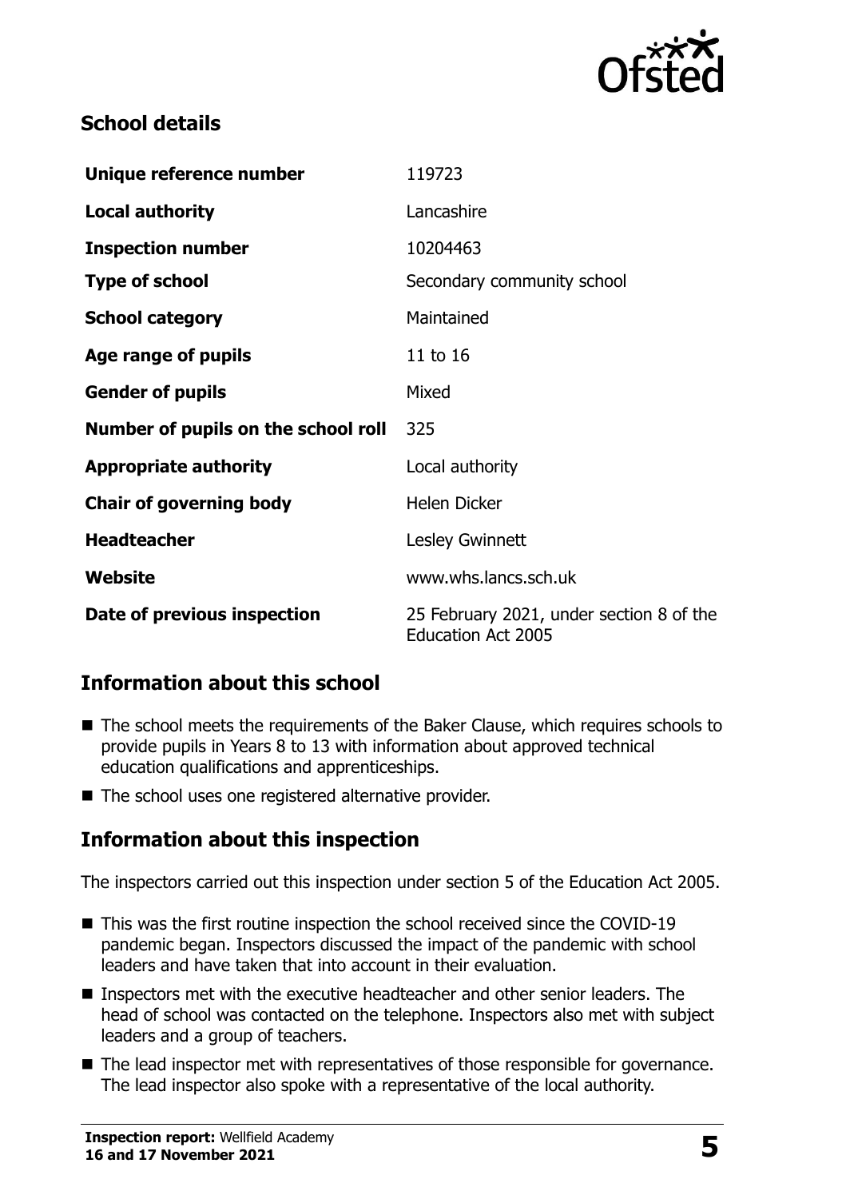## School details

| | |
|---|---|
| **Unique reference number** | 119723 |
| **Local authority** | Lancashire |
| **Inspection number** | 10204463 |
| **Type of school** | Secondary community school |
| **School category** | Maintained |
| **Age range of pupils** | 11 to 16 |
| **Gender of pupils** | Mixed |
| **Number of pupils on the school roll** | 325 |
| **Appropriate authority** | Local authority |
| **Chair of governing body** | Helen Dicker |
| **Headteacher** | Lesley Gwinnett |
| **Website** | www.whs.lancs.sch.uk |
| **Date of previous inspection** | 25 February 2021, under section 8 of the Education Act 2005 |

## Information about this school

- The school meets the requirements of the Baker Clause, which requires schools to provide pupils in Years 8 to 13 with information about approved technical education qualifications and apprenticeships.
- The school uses one registered alternative provider.

## Information about this inspection

The inspectors carried out this inspection under section 5 of the Education Act 2005.

- This was the first routine inspection the school received since the COVID-19 pandemic began. Inspectors discussed the impact of the pandemic with school leaders and have taken that into account in their evaluation.
- Inspectors met with the executive headteacher and other senior leaders. The head of school was contacted on the telephone. Inspectors also met with subject leaders and a group of teachers.
- The lead inspector met with representatives of those responsible for governance. The lead inspector also spoke with a representative of the local authority.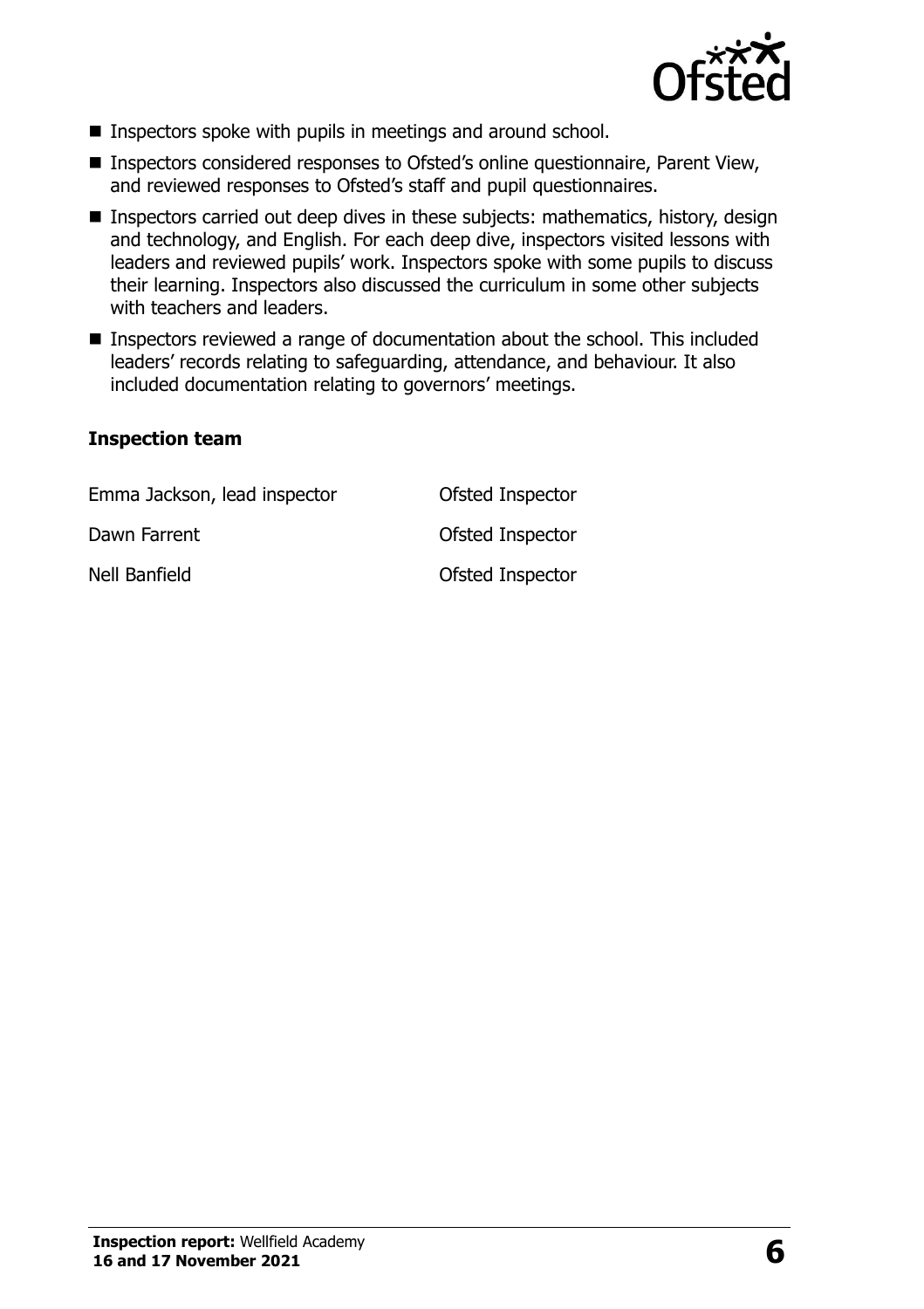- Inspectors spoke with pupils in meetings and around school.
- Inspectors considered responses to Ofsted's online questionnaire, Parent View, and reviewed responses to Ofsted's staff and pupil questionnaires.
- Inspectors carried out deep dives in these subjects: mathematics, history, design and technology, and English. For each deep dive, inspectors visited lessons with leaders and reviewed pupils' work. Inspectors spoke with some pupils to discuss their learning. Inspectors also discussed the curriculum in some other subjects with teachers and leaders.
- Inspectors reviewed a range of documentation about the school. This included leaders' records relating to safeguarding, attendance, and behaviour. It also included documentation relating to governors' meetings.

### Inspection team

| | |
|---|---|
| Emma Jackson, lead inspector | Ofsted Inspector |
| Dawn Farrent | Ofsted Inspector |
| Nell Banfield | Ofsted Inspector |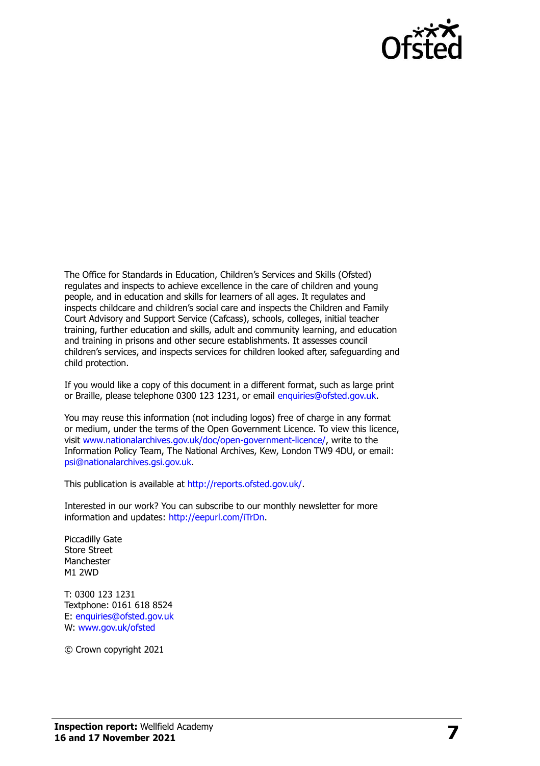The Office for Standards in Education, Children's Services and Skills (Ofsted) regulates and inspects to achieve excellence in the care of children and young people, and in education and skills for learners of all ages. It regulates and inspects childcare and children's social care and inspects the Children and Family Court Advisory and Support Service (Cafcass), schools, colleges, initial teacher training, further education and skills, adult and community learning, and education and training in prisons and other secure establishments. It assesses council children's services, and inspects services for children looked after, safeguarding and child protection.

If you would like a copy of this document in a different format, such as large print or Braille, please telephone 0300 123 1231, or email enquiries@ofsted.gov.uk.

You may reuse this information (not including logos) free of charge in any format or medium, under the terms of the Open Government Licence. To view this licence, visit www.nationalarchives.gov.uk/doc/open-government-licence/, write to the Information Policy Team, The National Archives, Kew, London TW9 4DU, or email: psi@nationalarchives.gsi.gov.uk.

This publication is available at http://reports.ofsted.gov.uk/.

Interested in our work? You can subscribe to our monthly newsletter for more information and updates: http://eepurl.com/iTrDn.

Piccadilly Gate
Store Street
Manchester
M1 2WD

T: 0300 123 1231
Textphone: 0161 618 8524
E: enquiries@ofsted.gov.uk
W: www.gov.uk/ofsted

© Crown copyright 2021